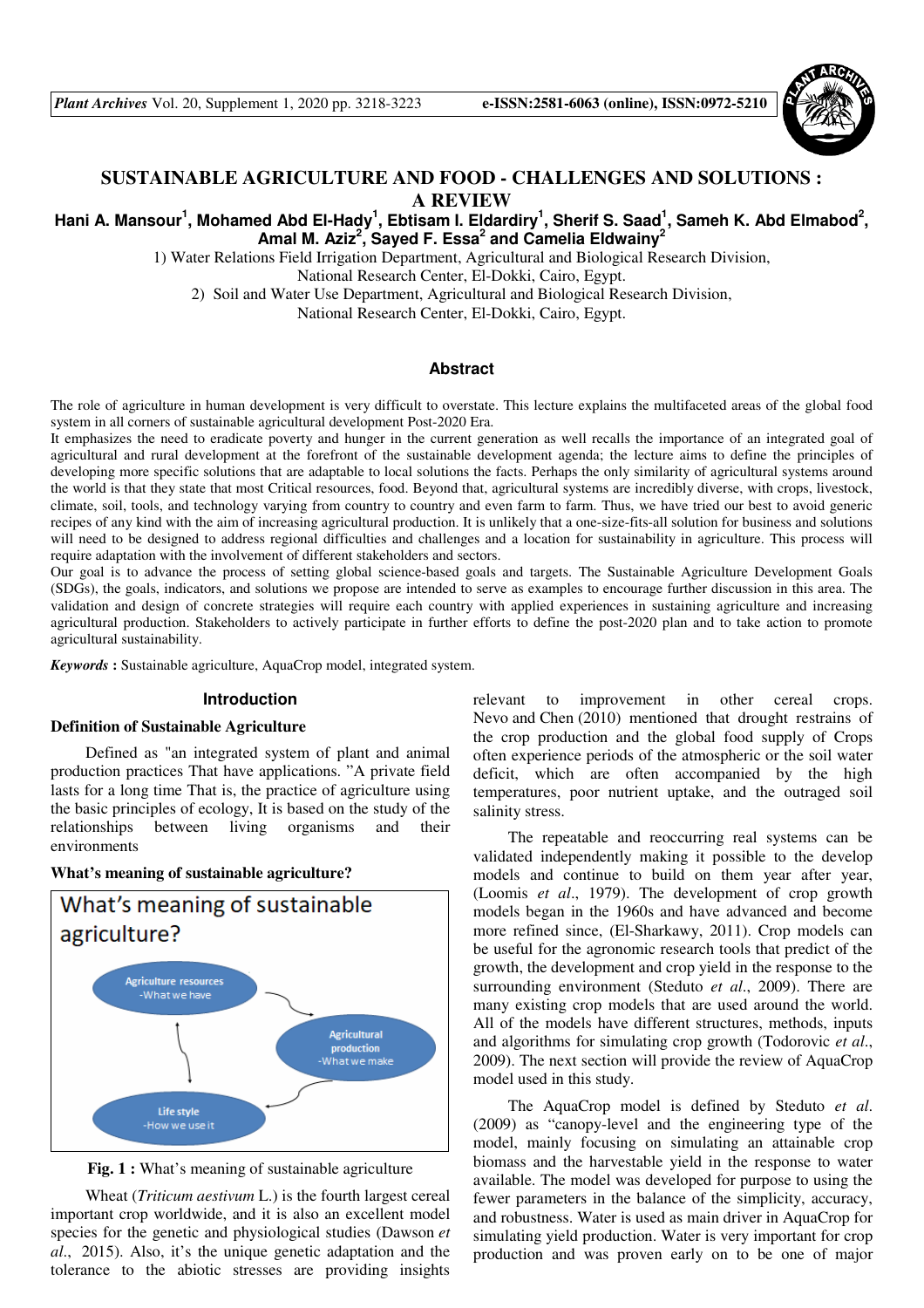# SUSTAINABLE AGRICULTURE AND FOOD - CHALLENGES AND SOLUTIONS : A REVIEW

**Hani A. Mansour[1], Mohamed Abd El-Hady[1], Ebtisam I. Eldardiry[1], Sherif S. Saad[1], Sameh K. Abd Elmabod[2], Amal M. Aziz[2], Sayed F. Essa[2] and Camelia Eldwainy[2]**

1) Water Relations Field Irrigation Department, Agricultural and Biological Research Division, National Research Center, El-Dokki, Cairo, Egypt.

2) Soil and Water Use Department, Agricultural and Biological Research Division, National Research Center, El-Dokki, Cairo, Egypt.

## Abstract

The role of agriculture in human development is very difficult to overstate. This lecture explains the multifaceted areas of the global food system in all corners of sustainable agricultural development Post-2020 Era.

It emphasizes the need to eradicate poverty and hunger in the current generation as well recalls the importance of an integrated goal of agricultural and rural development at the forefront of the sustainable development agenda; the lecture aims to define the principles of developing more specific solutions that are adaptable to local solutions the facts. Perhaps the only similarity of agricultural systems around the world is that they state that most Critical resources, food. Beyond that, agricultural systems are incredibly diverse, with crops, livestock, climate, soil, tools, and technology varying from country to country and even farm to farm. Thus, we have tried our best to avoid generic recipes of any kind with the aim of increasing agricultural production. It is unlikely that a one-size-fits-all solution for business and solutions will need to be designed to address regional difficulties and challenges and a location for sustainability in agriculture. This process will require adaptation with the involvement of different stakeholders and sectors.

Our goal is to advance the process of setting global science-based goals and targets. The Sustainable Agriculture Development Goals (SDGs), the goals, indicators, and solutions we propose are intended to serve as examples to encourage further discussion in this area. The validation and design of concrete strategies will require each country with applied experiences in sustaining agriculture and increasing agricultural production. Stakeholders to actively participate in further efforts to define the post-2020 plan and to take action to promote agricultural sustainability.

***Keywords*** **:** Sustainable agriculture, AquaCrop model, integrated system.

## Introduction

**Definition of Sustainable Agriculture**

Defined as "an integrated system of plant and animal production practices That have applications. "A private field lasts for a long time That is, the practice of agriculture using the basic principles of ecology, It is based on the study of the relationships between living organisms and their environments

**What's meaning of sustainable agriculture?**

What's meaning of sustainable agriculture?

Agriculture resources -What we have

Agricultural production -What we make

Life style -How we use it

**Fig. 1 :** What's meaning of sustainable agriculture

Wheat (*Triticum aestivum* L.) is the fourth largest cereal important crop worldwide, and it is also an excellent model species for the genetic and physiological studies (Dawson *et al*., 2015). Also, it's the unique genetic adaptation and the tolerance to the abiotic stresses are providing insights relevant to improvement in other cereal crops. Nevo and Chen (2010) mentioned that drought restrains of the crop production and the global food supply of Crops often experience periods of the atmospheric or the soil water deficit, which are often accompanied by the high temperatures, poor nutrient uptake, and the outraged soil salinity stress.

The repeatable and reoccurring real systems can be validated independently making it possible to the develop models and continue to build on them year after year, (Loomis *et al*., 1979). The development of crop growth models began in the 1960s and have advanced and become more refined since, (El-Sharkawy, 2011). Crop models can be useful for the agronomic research tools that predict of the growth, the development and crop yield in the response to the surrounding environment (Steduto *et al*., 2009). There are many existing crop models that are used around the world. All of the models have different structures, methods, inputs and algorithms for simulating crop growth (Todorovic *et al*., 2009). The next section will provide the review of AquaCrop model used in this study.

The AquaCrop model is defined by Steduto *et al.* (2009) as "canopy-level and the engineering type of the model, mainly focusing on simulating an attainable crop biomass and the harvestable yield in the response to water available. The model was developed for purpose to using the fewer parameters in the balance of the simplicity, accuracy, and robustness. Water is used as main driver in AquaCrop for simulating yield production. Water is very important for crop production and was proven early on to be one of major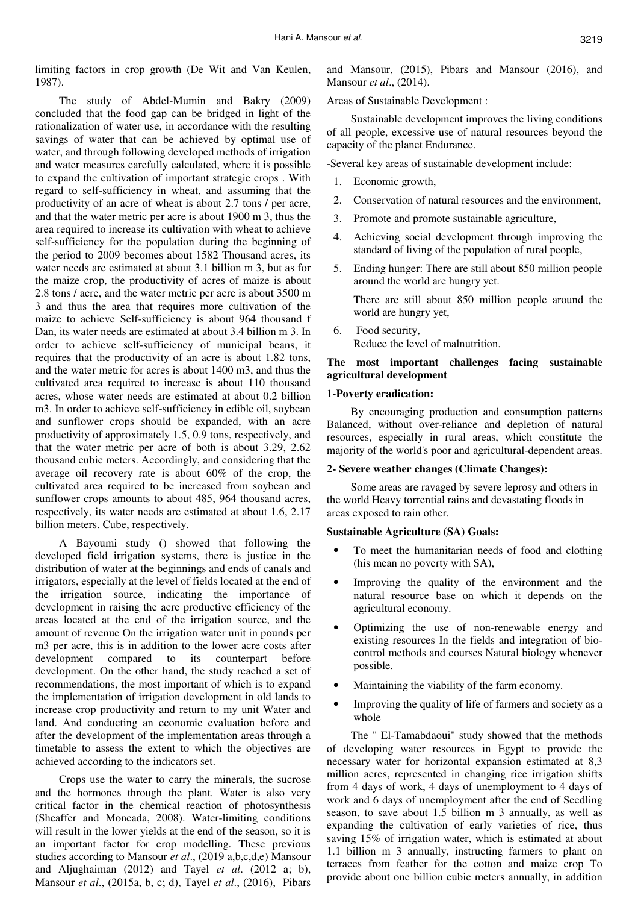limiting factors in crop growth (De Wit and Van Keulen, 1987).

The study of Abdel-Mumin and Bakry (2009) concluded that the food gap can be bridged in light of the rationalization of water use, in accordance with the resulting savings of water that can be achieved by optimal use of water, and through following developed methods of irrigation and water measures carefully calculated, where it is possible to expand the cultivation of important strategic crops . With regard to self-sufficiency in wheat, and assuming that the productivity of an acre of wheat is about 2.7 tons / per acre, and that the water metric per acre is about 1900 m 3, thus the area required to increase its cultivation with wheat to achieve self-sufficiency for the population during the beginning of the period to 2009 becomes about 1582 Thousand acres, its water needs are estimated at about 3.1 billion m 3, but as for the maize crop, the productivity of acres of maize is about 2.8 tons / acre, and the water metric per acre is about 3500 m 3 and thus the area that requires more cultivation of the maize to achieve Self-sufficiency is about 964 thousand f Dan, its water needs are estimated at about 3.4 billion m 3. In order to achieve self-sufficiency of municipal beans, it requires that the productivity of an acre is about 1.82 tons, and the water metric for acres is about 1400 m3, and thus the cultivated area required to increase is about 110 thousand acres, whose water needs are estimated at about 0.2 billion m3. In order to achieve self-sufficiency in edible oil, soybean and sunflower crops should be expanded, with an acre productivity of approximately 1.5, 0.9 tons, respectively, and that the water metric per acre of both is about 3.29, 2.62 thousand cubic meters. Accordingly, and considering that the average oil recovery rate is about 60% of the crop, the cultivated area required to be increased from soybean and sunflower crops amounts to about 485, 964 thousand acres, respectively, its water needs are estimated at about 1.6, 2.17 billion meters. Cube, respectively.

A Bayoumi study () showed that following the developed field irrigation systems, there is justice in the distribution of water at the beginnings and ends of canals and irrigators, especially at the level of fields located at the end of the irrigation source, indicating the importance of development in raising the acre productive efficiency of the areas located at the end of the irrigation source, and the amount of revenue On the irrigation water unit in pounds per m3 per acre, this is in addition to the lower acre costs after development compared to its counterpart before development. On the other hand, the study reached a set of recommendations, the most important of which is to expand the implementation of irrigation development in old lands to increase crop productivity and return to my unit Water and land. And conducting an economic evaluation before and after the development of the implementation areas through a timetable to assess the extent to which the objectives are achieved according to the indicators set.

Crops use the water to carry the minerals, the sucrose and the hormones through the plant. Water is also very critical factor in the chemical reaction of photosynthesis (Sheaffer and Moncada, 2008). Water-limiting conditions will result in the lower yields at the end of the season, so it is an important factor for crop modelling. These previous studies according to Mansour *et al*., (2019 a,b,c,d,e) Mansour and Aljughaiman (2012) and Tayel *et al*. (2012 a; b), Mansour *et al*., (2015a, b, c; d), Tayel *et al*., (2016), Pibars and Mansour, (2015), Pibars and Mansour (2016), and Mansour *et al*., (2014).

Areas of Sustainable Development :

Sustainable development improves the living conditions of all people, excessive use of natural resources beyond the capacity of the planet Endurance.

-Several key areas of sustainable development include:

1. Economic growth,
2. Conservation of natural resources and the environment,
3. Promote and promote sustainable agriculture,
4. Achieving social development through improving the standard of living of the population of rural people,
5. Ending hunger: There are still about 850 million people around the world are hungry yet.

   There are still about 850 million people around the world are hungry yet,
6. Food security,
   Reduce the level of malnutrition.

**The most important challenges facing sustainable agricultural development**

**1-Poverty eradication:**

By encouraging production and consumption patterns Balanced, without over-reliance and depletion of natural resources, especially in rural areas, which constitute the majority of the world's poor and agricultural-dependent areas.

**2- Severe weather changes (Climate Changes):**

Some areas are ravaged by severe leprosy and others in the world Heavy torrential rains and devastating floods in areas exposed to rain other.

**Sustainable Agriculture (SA) Goals:**

- To meet the humanitarian needs of food and clothing (his mean no poverty with SA),
- Improving the quality of the environment and the natural resource base on which it depends on the agricultural economy.
- Optimizing the use of non-renewable energy and existing resources In the fields and integration of bio-control methods and courses Natural biology whenever possible.
- Maintaining the viability of the farm economy.
- Improving the quality of life of farmers and society as a whole

The " El-Tamabdaoui" study showed that the methods of developing water resources in Egypt to provide the necessary water for horizontal expansion estimated at 8,3 million acres, represented in changing rice irrigation shifts from 4 days of work, 4 days of unemployment to 4 days of work and 6 days of unemployment after the end of Seedling season, to save about 1.5 billion m 3 annually, as well as expanding the cultivation of early varieties of rice, thus saving 15% of irrigation water, which is estimated at about 1.1 billion m 3 annually, instructing farmers to plant on terraces from feather for the cotton and maize crop To provide about one billion cubic meters annually, in addition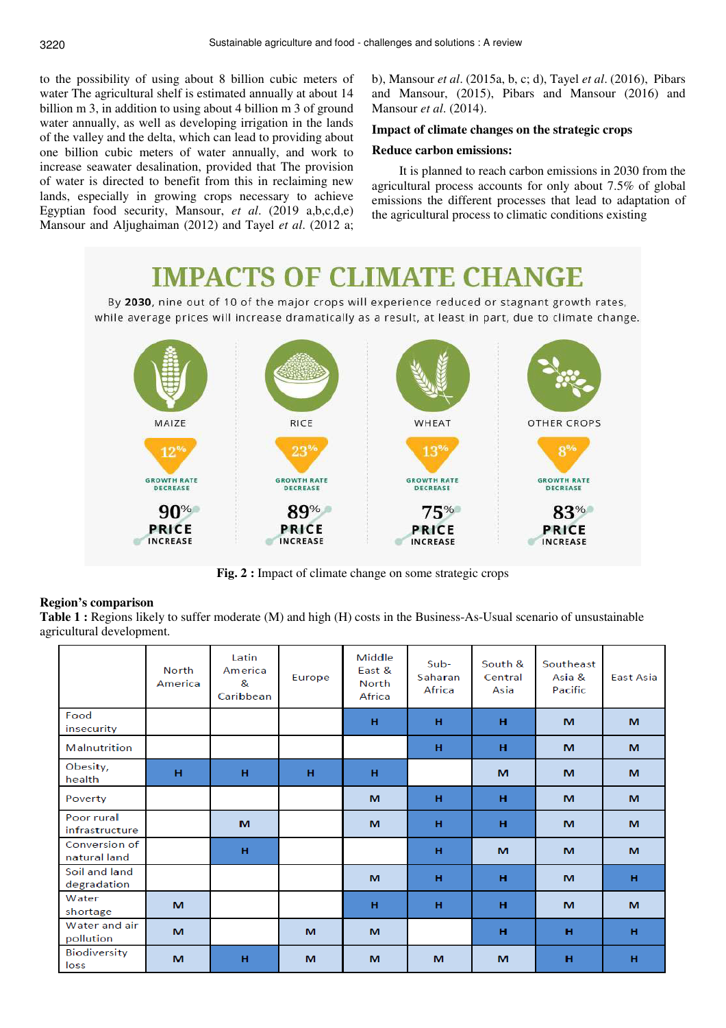to the possibility of using about 8 billion cubic meters of water The agricultural shelf is estimated annually at about 14 billion m 3, in addition to using about 4 billion m 3 of ground water annually, as well as developing irrigation in the lands of the valley and the delta, which can lead to providing about one billion cubic meters of water annually, and work to increase seawater desalination, provided that The provision of water is directed to benefit from this in reclaiming new lands, especially in growing crops necessary to achieve Egyptian food security, Mansour, *et al.* (2019 a,b,c,d,e) Mansour and Aljughaiman (2012) and Tayel *et al.* (2012 a; b), Mansour *et al.* (2015a, b, c; d), Tayel *et al.* (2016), Pibars and Mansour, (2015), Pibars and Mansour (2016) and Mansour *et al.* (2014).

### Impact of climate changes on the strategic crops

### Reduce carbon emissions:

It is planned to reach carbon emissions in 2030 from the agricultural process accounts for only about 7.5% of global emissions the different processes that lead to adaptation of the agricultural process to climatic conditions existing

**IMPACTS OF CLIMATE CHANGE**

By **2030**, nine out of 10 of the major crops will experience reduced or stagnant growth rates, while average prices will increase dramatically as a result, at least in part, due to climate change.

| | MAIZE | RICE | WHEAT | OTHER CROPS |
|---|---|---|---|---|
| Growth rate decrease | 12% | 23% | 13% | 8% |
| Price increase | 90% | 89% | 75% | 83% |

**Fig. 2 :** Impact of climate change on some strategic crops

### Region's comparison

**Table 1 :** Regions likely to suffer moderate (M) and high (H) costs in the Business-As-Usual scenario of unsustainable agricultural development.

| | North America | Latin America & Caribbean | Europe | Middle East & North Africa | Sub-Saharan Africa | South & Central Asia | Southeast Asia & Pacific | East Asia |
|---|---|---|---|---|---|---|---|---|
| Food insecurity | | | | H | H | H | M | M |
| Malnutrition | | | | | H | H | M | M |
| Obesity, health | H | H | H | H | | M | M | M |
| Poverty | | | | M | H | H | M | M |
| Poor rural infrastructure | | M | | M | H | H | M | M |
| Conversion of natural land | | H | | | H | M | M | M |
| Soil and land degradation | | | | M | H | H | M | H |
| Water shortage | M | | | H | H | H | M | M |
| Water and air pollution | M | | M | M | | H | H | H |
| Biodiversity loss | M | H | M | M | M | M | H | H |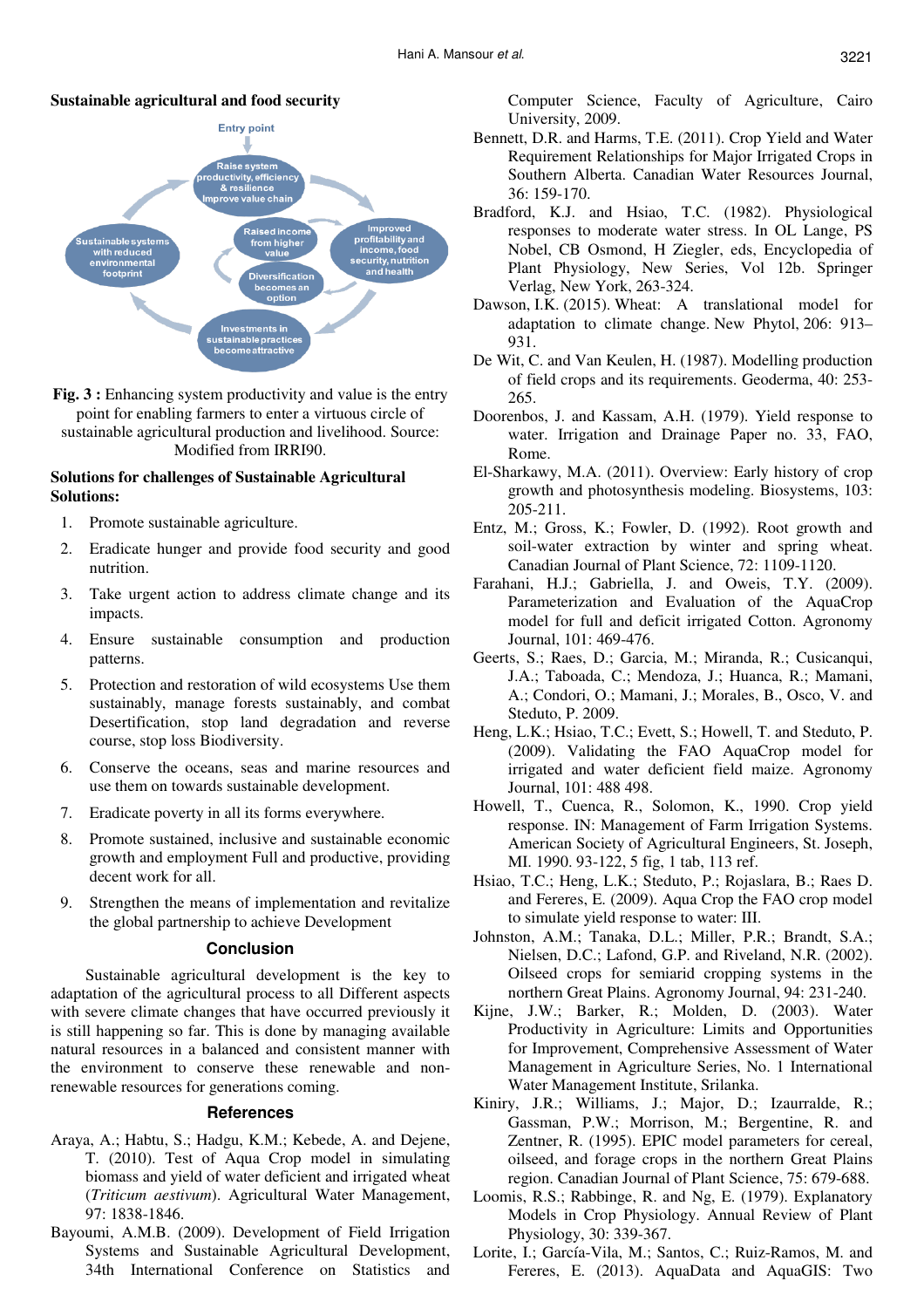**Sustainable agricultural and food security**

**Fig. 3 :** Enhancing system productivity and value is the entry point for enabling farmers to enter a virtuous circle of sustainable agricultural production and livelihood. Source: Modified from IRRI90.

**Solutions for challenges of Sustainable Agricultural Solutions:**

1. Promote sustainable agriculture.
2. Eradicate hunger and provide food security and good nutrition.
3. Take urgent action to address climate change and its impacts.
4. Ensure sustainable consumption and production patterns.
5. Protection and restoration of wild ecosystems Use them sustainably, manage forests sustainably, and combat Desertification, stop land degradation and reverse course, stop loss Biodiversity.
6. Conserve the oceans, seas and marine resources and use them on towards sustainable development.
7. Eradicate poverty in all its forms everywhere.
8. Promote sustained, inclusive and sustainable economic growth and employment Full and productive, providing decent work for all.
9. Strengthen the means of implementation and revitalize the global partnership to achieve Development

## Conclusion

Sustainable agricultural development is the key to adaptation of the agricultural process to all Different aspects with severe climate changes that have occurred previously it is still happening so far. This is done by managing available natural resources in a balanced and consistent manner with the environment to conserve these renewable and non-renewable resources for generations coming.

## References

Araya, A.; Habtu, S.; Hadgu, K.M.; Kebede, A. and Dejene, T. (2010). Test of Aqua Crop model in simulating biomass and yield of water deficient and irrigated wheat (*Triticum aestivum*). Agricultural Water Management, 97: 1838-1846.

Bayoumi, A.M.B. (2009). Development of Field Irrigation Systems and Sustainable Agricultural Development, 34th International Conference on Statistics and Computer Science, Faculty of Agriculture, Cairo University, 2009.

Bennett, D.R. and Harms, T.E. (2011). Crop Yield and Water Requirement Relationships for Major Irrigated Crops in Southern Alberta. Canadian Water Resources Journal, 36: 159-170.

Bradford, K.J. and Hsiao, T.C. (1982). Physiological responses to moderate water stress. In OL Lange, PS Nobel, CB Osmond, H Ziegler, eds, Encyclopedia of Plant Physiology, New Series, Vol 12b. Springer Verlag, New York, 263-324.

Dawson, I.K. (2015). Wheat: A translational model for adaptation to climate change. New Phytol, 206: 913–931.

De Wit, C. and Van Keulen, H. (1987). Modelling production of field crops and its requirements. Geoderma, 40: 253-265.

Doorenbos, J. and Kassam, A.H. (1979). Yield response to water. Irrigation and Drainage Paper no. 33, FAO, Rome.

El-Sharkawy, M.A. (2011). Overview: Early history of crop growth and photosynthesis modeling. Biosystems, 103: 205-211.

Entz, M.; Gross, K.; Fowler, D. (1992). Root growth and soil-water extraction by winter and spring wheat. Canadian Journal of Plant Science, 72: 1109-1120.

Farahani, H.J.; Gabriella, J. and Oweis, T.Y. (2009). Parameterization and Evaluation of the AquaCrop model for full and deficit irrigated Cotton. Agronomy Journal, 101: 469-476.

Geerts, S.; Raes, D.; Garcia, M.; Miranda, R.; Cusicanqui, J.A.; Taboada, C.; Mendoza, J.; Huanca, R.; Mamani, A.; Condori, O.; Mamani, J.; Morales, B., Osco, V. and Steduto, P. 2009.

Heng, L.K.; Hsiao, T.C.; Evett, S.; Howell, T. and Steduto, P. (2009). Validating the FAO AquaCrop model for irrigated and water deficient field maize. Agronomy Journal, 101: 488 498.

Howell, T., Cuenca, R., Solomon, K., 1990. Crop yield response. IN: Management of Farm Irrigation Systems. American Society of Agricultural Engineers, St. Joseph, MI. 1990. 93-122, 5 fig, 1 tab, 113 ref.

Hsiao, T.C.; Heng, L.K.; Steduto, P.; Rojaslara, B.; Raes D. and Fereres, E. (2009). Aqua Crop the FAO crop model to simulate yield response to water: III.

Johnston, A.M.; Tanaka, D.L.; Miller, P.R.; Brandt, S.A.; Nielsen, D.C.; Lafond, G.P. and Riveland, N.R. (2002). Oilseed crops for semiarid cropping systems in the northern Great Plains. Agronomy Journal, 94: 231-240.

Kijne, J.W.; Barker, R.; Molden, D. (2003). Water Productivity in Agriculture: Limits and Opportunities for Improvement, Comprehensive Assessment of Water Management in Agriculture Series, No. 1 International Water Management Institute, Srilanka.

Kiniry, J.R.; Williams, J.; Major, D.; Izaurralde, R.; Gassman, P.W.; Morrison, M.; Bergentine, R. and Zentner, R. (1995). EPIC model parameters for cereal, oilseed, and forage crops in the northern Great Plains region. Canadian Journal of Plant Science, 75: 679-688.

Loomis, R.S.; Rabbinge, R. and Ng, E. (1979). Explanatory Models in Crop Physiology. Annual Review of Plant Physiology, 30: 339-367.

Lorite, I.; García-Vila, M.; Santos, C.; Ruiz-Ramos, M. and Fereres, E. (2013). AquaData and AquaGIS: Two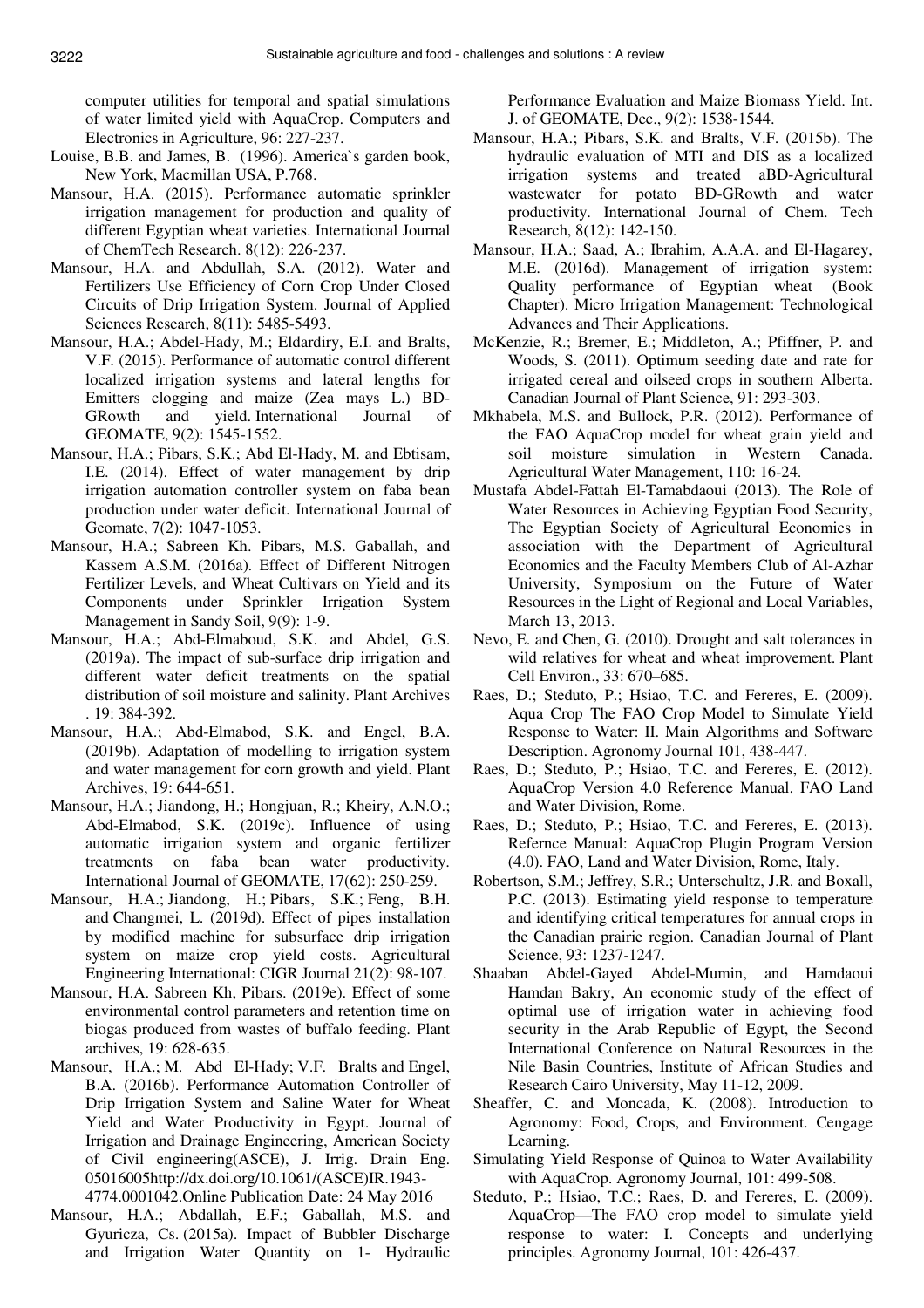computer utilities for temporal and spatial simulations of water limited yield with AquaCrop. Computers and Electronics in Agriculture, 96: 227-237.

Louise, B.B. and James, B. (1996). America`s garden book, New York, Macmillan USA, P.768.

Mansour, H.A. (2015). Performance automatic sprinkler irrigation management for production and quality of different Egyptian wheat varieties. International Journal of ChemTech Research. 8(12): 226-237.

Mansour, H.A. and Abdullah, S.A. (2012). Water and Fertilizers Use Efficiency of Corn Crop Under Closed Circuits of Drip Irrigation System. Journal of Applied Sciences Research, 8(11): 5485-5493.

Mansour, H.A.; Abdel-Hady, M.; Eldardiry, E.I. and Bralts, V.F. (2015). Performance of automatic control different localized irrigation systems and lateral lengths for Emitters clogging and maize (Zea mays L.) BD-GRowth and yield. International Journal of GEOMATE, 9(2): 1545-1552.

Mansour, H.A.; Pibars, S.K.; Abd El-Hady, M. and Ebtisam, I.E. (2014). Effect of water management by drip irrigation automation controller system on faba bean production under water deficit. International Journal of Geomate, 7(2): 1047-1053.

Mansour, H.A.; Sabreen Kh. Pibars, M.S. Gaballah, and Kassem A.S.M. (2016a). Effect of Different Nitrogen Fertilizer Levels, and Wheat Cultivars on Yield and its Components under Sprinkler Irrigation System Management in Sandy Soil, 9(9): 1-9.

Mansour, H.A.; Abd-Elmaboud, S.K. and Abdel, G.S. (2019a). The impact of sub-surface drip irrigation and different water deficit treatments on the spatial distribution of soil moisture and salinity. Plant Archives . 19: 384-392.

Mansour, H.A.; Abd-Elmabod, S.K. and Engel, B.A. (2019b). Adaptation of modelling to irrigation system and water management for corn growth and yield. Plant Archives, 19: 644-651.

Mansour, H.A.; Jiandong, H.; Hongjuan, R.; Kheiry, A.N.O.; Abd-Elmabod, S.K. (2019c). Influence of using automatic irrigation system and organic fertilizer treatments on faba bean water productivity. International Journal of GEOMATE, 17(62): 250-259.

Mansour, H.A.; Jiandong, H.; Pibars, S.K.; Feng, B.H. and Changmei, L. (2019d). Effect of pipes installation by modified machine for subsurface drip irrigation system on maize crop yield costs. Agricultural Engineering International: CIGR Journal 21(2): 98-107.

Mansour, H.A. Sabreen Kh, Pibars. (2019e). Effect of some environmental control parameters and retention time on biogas produced from wastes of buffalo feeding. Plant archives, 19: 628-635.

Mansour, H.A.; M. Abd El-Hady; V.F. Bralts and Engel, B.A. (2016b). Performance Automation Controller of Drip Irrigation System and Saline Water for Wheat Yield and Water Productivity in Egypt. Journal of Irrigation and Drainage Engineering, American Society of Civil engineering(ASCE), J. Irrig. Drain Eng. 05016005http://dx.doi.org/10.1061/(ASCE)IR.1943-4774.0001042.Online Publication Date: 24 May 2016

Mansour, H.A.; Abdallah, E.F.; Gaballah, M.S. and Gyuricza, Cs. (2015a). Impact of Bubbler Discharge and Irrigation Water Quantity on 1- Hydraulic Performance Evaluation and Maize Biomass Yield. Int. J. of GEOMATE, Dec., 9(2): 1538-1544.

Mansour, H.A.; Pibars, S.K. and Bralts, V.F. (2015b). The hydraulic evaluation of MTI and DIS as a localized irrigation systems and treated aBD-Agricultural wastewater for potato BD-GRowth and water productivity. International Journal of Chem. Tech Research, 8(12): 142-150.

Mansour, H.A.; Saad, A.; Ibrahim, A.A.A. and El-Hagarey, M.E. (2016d). Management of irrigation system: Quality performance of Egyptian wheat (Book Chapter). Micro Irrigation Management: Technological Advances and Their Applications.

McKenzie, R.; Bremer, E.; Middleton, A.; Pfiffner, P. and Woods, S. (2011). Optimum seeding date and rate for irrigated cereal and oilseed crops in southern Alberta. Canadian Journal of Plant Science, 91: 293-303.

Mkhabela, M.S. and Bullock, P.R. (2012). Performance of the FAO AquaCrop model for wheat grain yield and soil moisture simulation in Western Canada. Agricultural Water Management, 110: 16-24.

Mustafa Abdel-Fattah El-Tamabdaoui (2013). The Role of Water Resources in Achieving Egyptian Food Security, The Egyptian Society of Agricultural Economics in association with the Department of Agricultural Economics and the Faculty Members Club of Al-Azhar University, Symposium on the Future of Water Resources in the Light of Regional and Local Variables, March 13, 2013.

Nevo, E. and Chen, G. (2010). Drought and salt tolerances in wild relatives for wheat and wheat improvement. Plant Cell Environ., 33: 670–685.

Raes, D.; Steduto, P.; Hsiao, T.C. and Fereres, E. (2009). Aqua Crop The FAO Crop Model to Simulate Yield Response to Water: II. Main Algorithms and Software Description. Agronomy Journal 101, 438-447.

Raes, D.; Steduto, P.; Hsiao, T.C. and Fereres, E. (2012). AquaCrop Version 4.0 Reference Manual. FAO Land and Water Division, Rome.

Raes, D.; Steduto, P.; Hsiao, T.C. and Fereres, E. (2013). Refernce Manual: AquaCrop Plugin Program Version (4.0). FAO, Land and Water Division, Rome, Italy.

Robertson, S.M.; Jeffrey, S.R.; Unterschultz, J.R. and Boxall, P.C. (2013). Estimating yield response to temperature and identifying critical temperatures for annual crops in the Canadian prairie region. Canadian Journal of Plant Science, 93: 1237-1247.

Shaaban Abdel-Gayed Abdel-Mumin, and Hamdaoui Hamdan Bakry, An economic study of the effect of optimal use of irrigation water in achieving food security in the Arab Republic of Egypt, the Second International Conference on Natural Resources in the Nile Basin Countries, Institute of African Studies and Research Cairo University, May 11-12, 2009.

Sheaffer, C. and Moncada, K. (2008). Introduction to Agronomy: Food, Crops, and Environment. Cengage Learning.

Simulating Yield Response of Quinoa to Water Availability with AquaCrop. Agronomy Journal, 101: 499-508.

Steduto, P.; Hsiao, T.C.; Raes, D. and Fereres, E. (2009). AquaCrop—The FAO crop model to simulate yield response to water: I. Concepts and underlying principles. Agronomy Journal, 101: 426-437.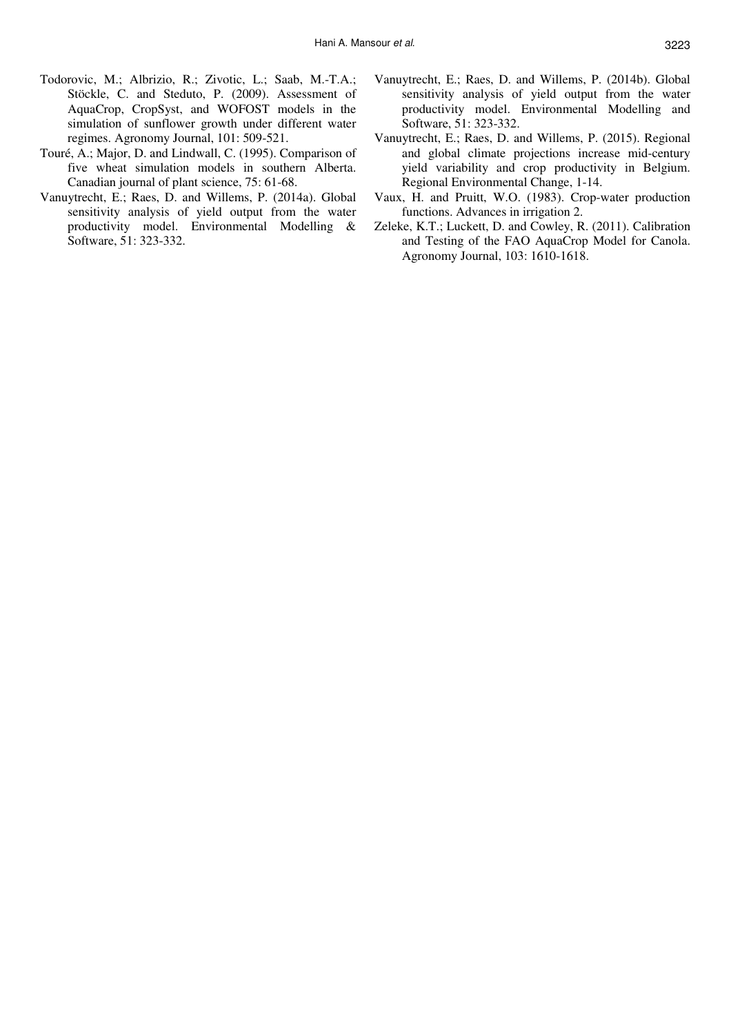Todorovic, M.; Albrizio, R.; Zivotic, L.; Saab, M.-T.A.; Stöckle, C. and Steduto, P. (2009). Assessment of AquaCrop, CropSyst, and WOFOST models in the simulation of sunflower growth under different water regimes. Agronomy Journal, 101: 509-521.

Touré, A.; Major, D. and Lindwall, C. (1995). Comparison of five wheat simulation models in southern Alberta. Canadian journal of plant science, 75: 61-68.

Vanuytrecht, E.; Raes, D. and Willems, P. (2014a). Global sensitivity analysis of yield output from the water productivity model. Environmental Modelling & Software, 51: 323-332.

Vanuytrecht, E.; Raes, D. and Willems, P. (2014b). Global sensitivity analysis of yield output from the water productivity model. Environmental Modelling and Software, 51: 323-332.

Vanuytrecht, E.; Raes, D. and Willems, P. (2015). Regional and global climate projections increase mid-century yield variability and crop productivity in Belgium. Regional Environmental Change, 1-14.

Vaux, H. and Pruitt, W.O. (1983). Crop-water production functions. Advances in irrigation 2.

Zeleke, K.T.; Luckett, D. and Cowley, R. (2011). Calibration and Testing of the FAO AquaCrop Model for Canola. Agronomy Journal, 103: 1610-1618.